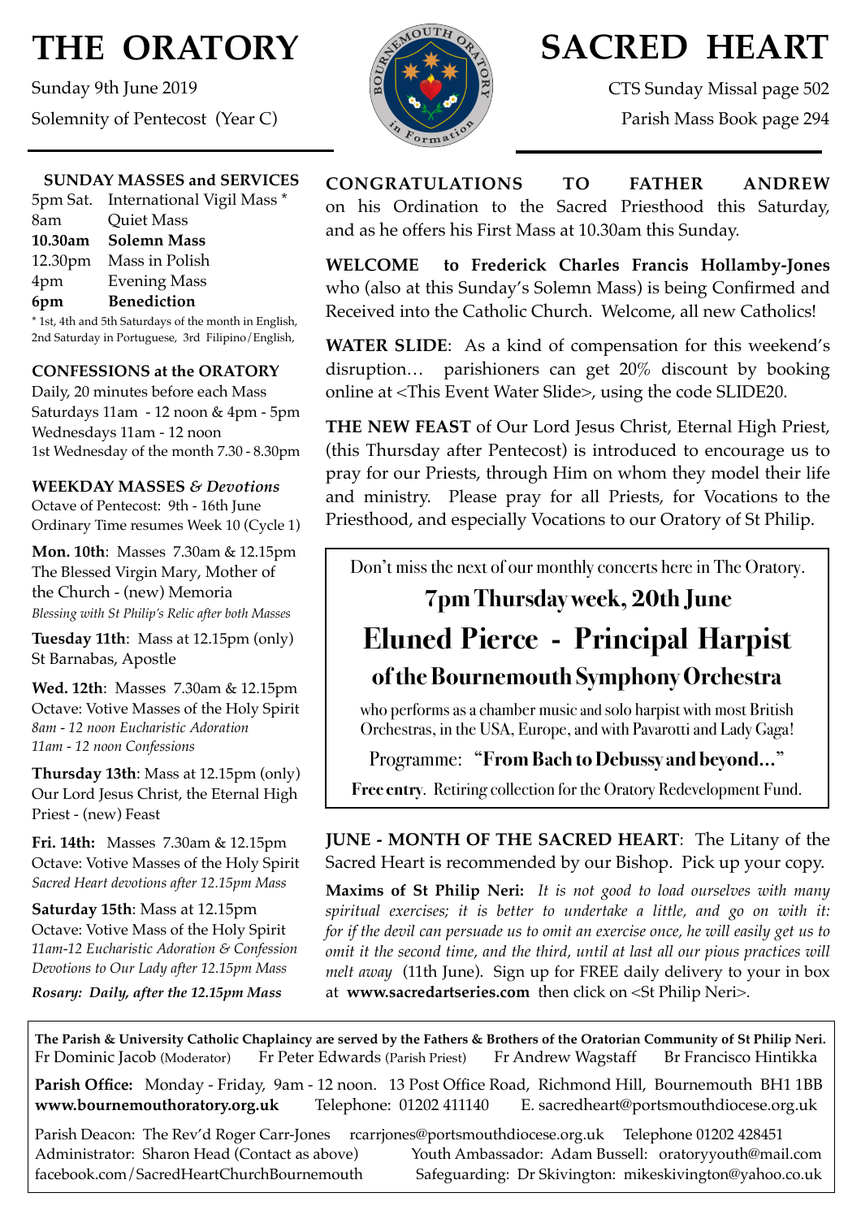# THE ORATORY

Sunday 9th June 2019

Solemnity of Pentecost (Year C)

# SACRED HEART

CTS Sunday Missal page 502

Parish Mass Book page 294

### SUNDAY MASSES and SERVICES

| | |
|---|---|
| 5pm Sat. | International Vigil Mass * |
| 8am | Quiet Mass |
| **10.30am** | **Solemn Mass** |
| 12.30pm | Mass in Polish |
| 4pm | Evening Mass |
| **6pm** | **Benediction** |

* 1st, 4th and 5th Saturdays of the month in English, 2nd Saturday in Portuguese, 3rd Filipino/English,

### CONFESSIONS at the ORATORY

Daily, 20 minutes before each Mass

Saturdays 11am - 12 noon & 4pm - 5pm

Wednesdays 11am - 12 noon

1st Wednesday of the month 7.30 - 8.30pm

### WEEKDAY MASSES *& Devotions*

Octave of Pentecost: 9th - 16th June

Ordinary Time resumes Week 10 (Cycle 1)

**Mon. 10th**: Masses 7.30am & 12.15pm
The Blessed Virgin Mary, Mother of the Church - (new) Memoria
*Blessing with St Philip's Relic after both Masses*

**Tuesday 11th**: Mass at 12.15pm (only)
St Barnabas, Apostle

**Wed. 12th**: Masses 7.30am & 12.15pm
Octave: Votive Masses of the Holy Spirit
*8am - 12 noon Eucharistic Adoration*
*11am - 12 noon Confessions*

**Thursday 13th**: Mass at 12.15pm (only)
Our Lord Jesus Christ, the Eternal High Priest - (new) Feast

**Fri. 14th:** Masses 7.30am & 12.15pm
Octave: Votive Masses of the Holy Spirit
*Sacred Heart devotions after 12.15pm Mass*

**Saturday 15th**: Mass at 12.15pm
Octave: Votive Mass of the Holy Spirit
*11am-12 Eucharistic Adoration & Confession*
*Devotions to Our Lady after 12.15pm Mass*

***Rosary: Daily, after the 12.15pm Mass***

**CONGRATULATIONS TO FATHER ANDREW** on his Ordination to the Sacred Priesthood this Saturday, and as he offers his First Mass at 10.30am this Sunday.

**WELCOME to Frederick Charles Francis Hollamby-Jones** who (also at this Sunday's Solemn Mass) is being Confirmed and Received into the Catholic Church. Welcome, all new Catholics!

**WATER SLIDE**: As a kind of compensation for this weekend's disruption… parishioners can get 20% discount by booking online at <This Event Water Slide>, using the code SLIDE20.

**THE NEW FEAST** of Our Lord Jesus Christ, Eternal High Priest, (this Thursday after Pentecost) is introduced to encourage us to pray for our Priests, through Him on whom they model their life and ministry. Please pray for all Priests, for Vocations to the Priesthood, and especially Vocations to our Oratory of St Philip.

---

Don't miss the next of our monthly concerts here in The Oratory.

**7pm Thursday week, 20th June**

## Eluned Pierce - Principal Harpist

### of the Bournemouth Symphony Orchestra

who performs as a chamber music and solo harpist with most British Orchestras, in the USA, Europe, and with Pavarotti and Lady Gaga!

Programme: **"From Bach to Debussy and beyond…"**

**Free entry**. Retiring collection for the Oratory Redevelopment Fund.

---

**JUNE - MONTH OF THE SACRED HEART**: The Litany of the Sacred Heart is recommended by our Bishop. Pick up your copy.

**Maxims of St Philip Neri:** *It is not good to load ourselves with many spiritual exercises; it is better to undertake a little, and go on with it: for if the devil can persuade us to omit an exercise once, he will easily get us to omit it the second time, and the third, until at last all our pious practices will melt away* (11th June). Sign up for FREE daily delivery to your in box at **www.sacredartseries.com** then click on <St Philip Neri>.

---

**The Parish & University Catholic Chaplaincy are served by the Fathers & Brothers of the Oratorian Community of St Philip Neri.**
Fr Dominic Jacob (Moderator) Fr Peter Edwards (Parish Priest) Fr Andrew Wagstaff Br Francisco Hintikka

**Parish Office:** Monday - Friday, 9am - 12 noon. 13 Post Office Road, Richmond Hill, Bournemouth BH1 1BB
**www.bournemouthoratory.org.uk** Telephone: 01202 411140 E. sacredheart@portsmouthdiocese.org.uk

Parish Deacon: The Rev'd Roger Carr-Jones rcarrjones@portsmouthdiocese.org.uk Telephone 01202 428451
Administrator: Sharon Head (Contact as above) Youth Ambassador: Adam Bussell: oratoryyouth@mail.com
facebook.com/SacredHeartChurchBournemouth Safeguarding: Dr Skivington: mikeskivington@yahoo.co.uk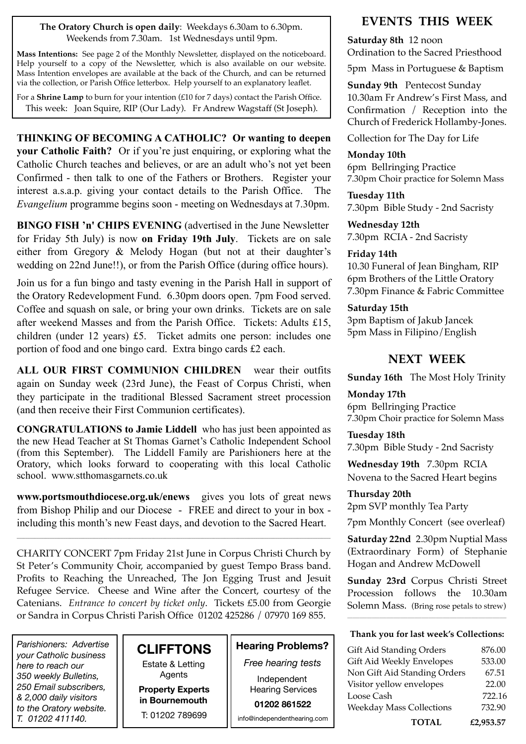**The Oratory Church is open daily**: Weekdays 6.30am to 6.30pm. Weekends from 7.30am. 1st Wednesdays until 9pm.

**Mass Intentions:** See page 2 of the Monthly Newsletter, displayed on the noticeboard. Help yourself to a copy of the Newsletter, which is also available on our website. Mass Intention envelopes are available at the back of the Church, and can be returned via the collection, or Parish Office letterbox. Help yourself to an explanatory leaflet.

For a **Shrine Lamp** to burn for your intention (£10 for 7 days) contact the Parish Office. This week: Joan Squire, RIP (Our Lady). Fr Andrew Wagstaff (St Joseph).

**THINKING OF BECOMING A CATHOLIC? Or wanting to deepen your Catholic Faith?** Or if you're just enquiring, or exploring what the Catholic Church teaches and believes, or are an adult who's not yet been Confirmed - then talk to one of the Fathers or Brothers. Register your interest a.s.a.p. giving your contact details to the Parish Office. The *Evangelium* programme begins soon - meeting on Wednesdays at 7.30pm.

**BINGO FISH 'n' CHIPS EVENING** (advertised in the June Newsletter for Friday 5th July) is now **on Friday 19th July**. Tickets are on sale either from Gregory & Melody Hogan (but not at their daughter's wedding on 22nd June!!), or from the Parish Office (during office hours).

Join us for a fun bingo and tasty evening in the Parish Hall in support of the Oratory Redevelopment Fund. 6.30pm doors open. 7pm Food served. Coffee and squash on sale, or bring your own drinks. Tickets are on sale after weekend Masses and from the Parish Office. Tickets: Adults £15, children (under 12 years) £5. Ticket admits one person: includes one portion of food and one bingo card. Extra bingo cards £2 each.

**ALL OUR FIRST COMMUNION CHILDREN** wear their outfits again on Sunday week (23rd June), the Feast of Corpus Christi, when they participate in the traditional Blessed Sacrament street procession (and then receive their First Communion certificates).

**CONGRATULATIONS to Jamie Liddell** who has just been appointed as the new Head Teacher at St Thomas Garnet's Catholic Independent School (from this September). The Liddell Family are Parishioners here at the Oratory, which looks forward to cooperating with this local Catholic school. www.stthomasgarnets.co.uk

**www.portsmouthdiocese.org.uk/enews** gives you lots of great news from Bishop Philip and our Diocese - FREE and direct to your in box - including this month's new Feast days, and devotion to the Sacred Heart.

---

CHARITY CONCERT 7pm Friday 21st June in Corpus Christi Church by St Peter's Community Choir, accompanied by guest Tempo Brass band. Profits to Reaching the Unreached, The Jon Egging Trust and Jesuit Refugee Service. Cheese and Wine after the Concert, courtesy of the Catenians. *Entrance to concert by ticket only*. Tickets £5.00 from Georgie or Sandra in Corpus Christi Parish Office 01202 425286 / 07970 169 855.

*Parishioners: Advertise your Catholic business here to reach our 350 weekly Bulletins, 250 Email subscribers, & 2,000 daily visitors to the Oratory website. T. 01202 411140.*

**CLIFFTONS**
Estate & Letting Agents
**Property Experts in Bournemouth**
T: 01202 789699

**Hearing Problems?**
*Free hearing tests*
Independent Hearing Services
**01202 861522**
info@independenthearing.com

## EVENTS THIS WEEK

**Saturday 8th** 12 noon Ordination to the Sacred Priesthood
5pm Mass in Portuguese & Baptism

**Sunday 9th** Pentecost Sunday
10.30am Fr Andrew's First Mass, and Confirmation / Reception into the Church of Frederick Hollamby-Jones.

Collection for The Day for Life

**Monday 10th**
6pm Bellringing Practice
7.30pm Choir practice for Solemn Mass

**Tuesday 11th**
7.30pm Bible Study - 2nd Sacristy

**Wednesday 12th**
7.30pm RCIA - 2nd Sacristy

**Friday 14th**
10.30 Funeral of Jean Bingham, RIP
6pm Brothers of the Little Oratory
7.30pm Finance & Fabric Committee

**Saturday 15th**
3pm Baptism of Jakub Jancek
5pm Mass in Filipino/English

## NEXT WEEK

**Sunday 16th** The Most Holy Trinity

**Monday 17th**
6pm Bellringing Practice
7.30pm Choir practice for Solemn Mass

**Tuesday 18th**
7.30pm Bible Study - 2nd Sacristy

**Wednesday 19th** 7.30pm RCIA
Novena to the Sacred Heart begins

**Thursday 20th**
2pm SVP monthly Tea Party
7pm Monthly Concert (see overleaf)

**Saturday 22nd** 2.30pm Nuptial Mass (Extraordinary Form) of Stephanie Hogan and Andrew McDowell

**Sunday 23rd** Corpus Christi Street Procession follows the 10.30am Solemn Mass. (Bring rose petals to strew)

---

**Thank you for last week's Collections:**

| | |
|---|---|
| Gift Aid Standing Orders | 876.00 |
| Gift Aid Weekly Envelopes | 533.00 |
| Non Gift Aid Standing Orders | 67.51 |
| Visitor yellow envelopes | 22.00 |
| Loose Cash | 722.16 |
| Weekday Mass Collections | 732.90 |
| **TOTAL** | **£2,953.57** |